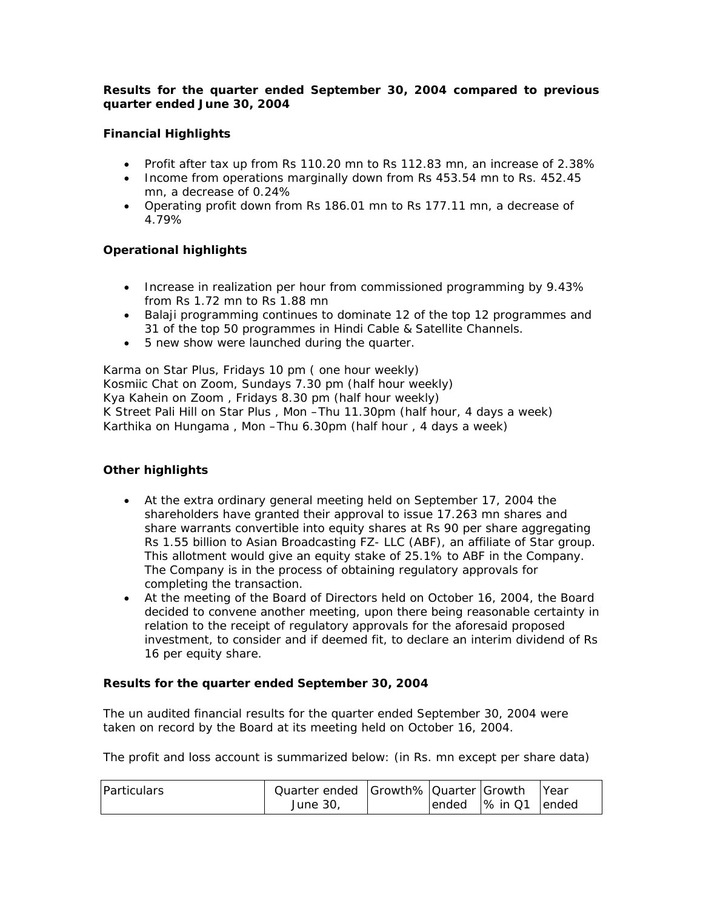**Results for the quarter ended September 30, 2004 compared to previous quarter ended June 30, 2004**

**Financial Highlights**

- Profit after tax up from Rs 110.20 mn to Rs 112.83 mn, an increase of 2.38%
- Income from operations marginally down from Rs 453.54 mn to Rs. 452.45 mn, a decrease of 0.24%
- Operating profit down from Rs 186.01 mn to Rs 177.11 mn, a decrease of 4.79%

**Operational highlights**

- Increase in realization per hour from commissioned programming by 9.43% from Rs 1.72 mn to Rs 1.88 mn
- Balaji programming continues to dominate 12 of the top 12 programmes and 31 of the top 50 programmes in Hindi Cable & Satellite Channels.
- 5 new show were launched during the quarter.

Karma on Star Plus, Fridays 10 pm ( one hour weekly)
Kosmiic Chat on Zoom, Sundays 7.30 pm (half hour weekly)
Kya Kahein on Zoom , Fridays 8.30 pm (half hour weekly)
K Street Pali Hill on Star Plus , Mon –Thu 11.30pm (half hour, 4 days a week)
Karthika on Hungama , Mon –Thu 6.30pm (half hour , 4 days a week)

**Other highlights**

- At the extra ordinary general meeting held on September 17, 2004 the shareholders have granted their approval to issue 17.263 mn shares and share warrants convertible into equity shares at Rs 90 per share aggregating Rs 1.55 billion to Asian Broadcasting FZ- LLC (ABF), an affiliate of Star group. This allotment would give an equity stake of 25.1% to ABF in the Company. The Company is in the process of obtaining regulatory approvals for completing the transaction.
- At the meeting of the Board of Directors held on October 16, 2004, the Board decided to convene another meeting, upon there being reasonable certainty in relation to the receipt of regulatory approvals for the aforesaid proposed investment, to consider and if deemed fit, to declare an interim dividend of Rs 16 per equity share.

**Results for the quarter ended September 30, 2004**

The un audited financial results for the quarter ended September 30, 2004 were taken on record by the Board at its meeting held on October 16, 2004.

The profit and loss account is summarized below: (in Rs. mn except per share data)

| Particulars | Quarter ended June 30, | Growth% | Quarter ended | Growth % in Q1 | Year ended |
|---|---|---|---|---|---|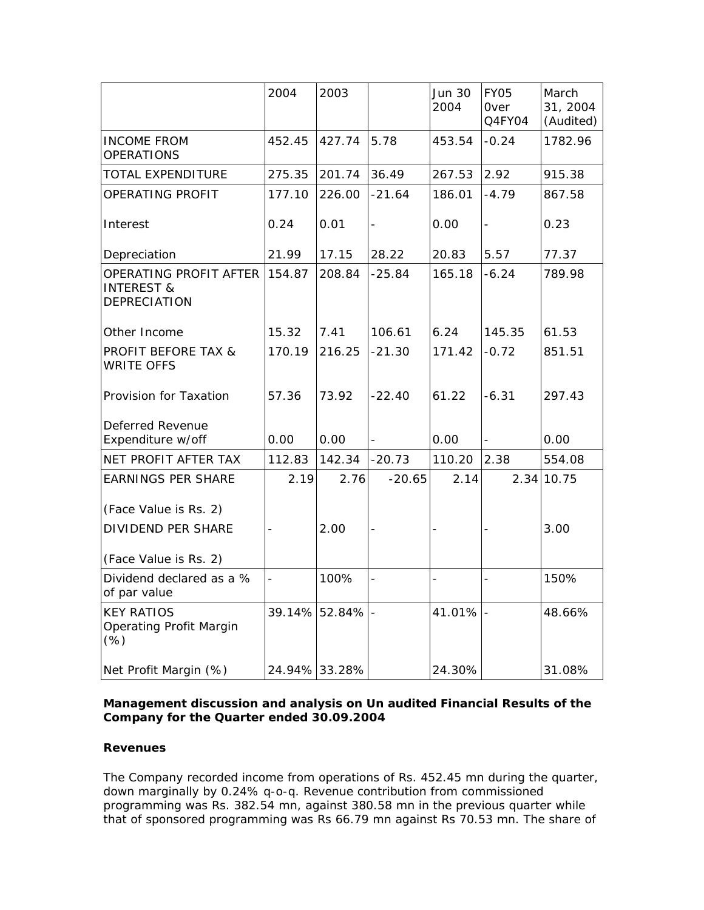| | 2004 | 2003 | | Jun 30 2004 | FY05 0ver Q4FY04 | March 31, 2004 (Audited) |
|---|---|---|---|---|---|---|
| INCOME FROM OPERATIONS | 452.45 | 427.74 | 5.78 | 453.54 | -0.24 | 1782.96 |
| TOTAL EXPENDITURE | 275.35 | 201.74 | 36.49 | 267.53 | 2.92 | 915.38 |
| OPERATING PROFIT | 177.10 | 226.00 | -21.64 | 186.01 | -4.79 | 867.58 |
| Interest | 0.24 | 0.01 | - | 0.00 | - | 0.23 |
| Depreciation | 21.99 | 17.15 | 28.22 | 20.83 | 5.57 | 77.37 |
| OPERATING PROFIT AFTER INTEREST & DEPRECIATION | 154.87 | 208.84 | -25.84 | 165.18 | -6.24 | 789.98 |
| Other Income | 15.32 | 7.41 | 106.61 | 6.24 | 145.35 | 61.53 |
| PROFIT BEFORE TAX & WRITE OFFS | 170.19 | 216.25 | -21.30 | 171.42 | -0.72 | 851.51 |
| Provision for Taxation | 57.36 | 73.92 | -22.40 | 61.22 | -6.31 | 297.43 |
| Deferred Revenue Expenditure w/off | 0.00 | 0.00 | - | 0.00 | - | 0.00 |
| NET PROFIT AFTER TAX | 112.83 | 142.34 | -20.73 | 110.20 | 2.38 | 554.08 |
| EARNINGS PER SHARE (Face Value is Rs. 2) | 2.19 | 2.76 | -20.65 | 2.14 | 2.34 | 10.75 |
| DIVIDEND PER SHARE (Face Value is Rs. 2) | - | 2.00 | - | - | - | 3.00 |
| Dividend declared as a % of par value | - | 100% | - | - | - | 150% |
| KEY RATIOS Operating Profit Margin (%) | 39.14% | 52.84% | - | 41.01% | - | 48.66% |
| Net Profit Margin (%) | 24.94% | 33.28% | | 24.30% | | 31.08% |

**Management discussion and analysis on Un audited Financial Results of the Company for the Quarter ended 30.09.2004**

**Revenues**

The Company recorded income from operations of Rs. 452.45 mn during the quarter, down marginally by 0.24% q-o-q. Revenue contribution from commissioned programming was Rs. 382.54 mn, against 380.58 mn in the previous quarter while that of sponsored programming was Rs 66.79 mn against Rs 70.53 mn. The share of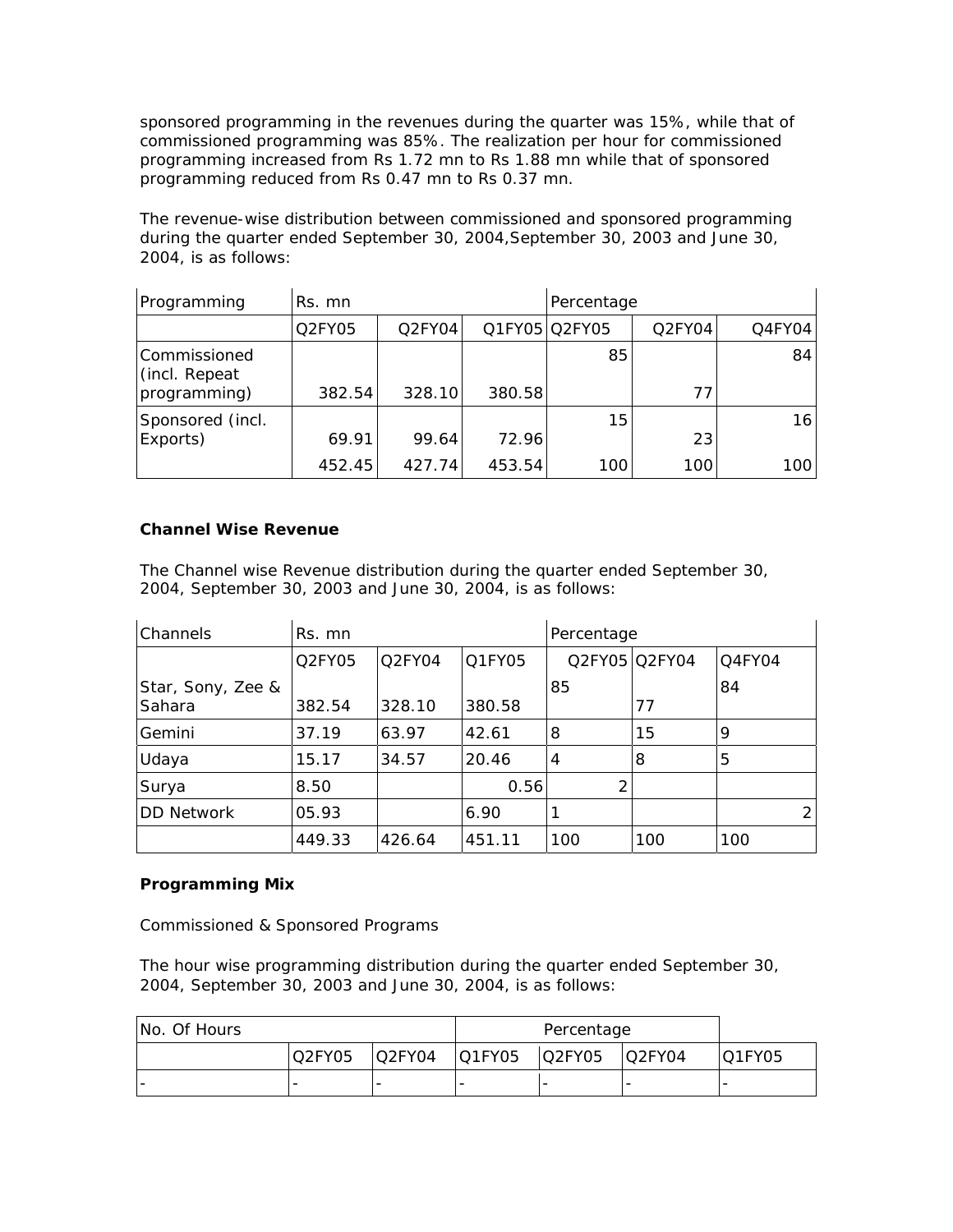sponsored programming in the revenues during the quarter was 15%, while that of commissioned programming was 85%. The realization per hour for commissioned programming increased from Rs 1.72 mn to Rs 1.88 mn while that of sponsored programming reduced from Rs 0.47 mn to Rs 0.37 mn.

The revenue-wise distribution between commissioned and sponsored programming during the quarter ended September 30, 2004,September 30, 2003 and June 30, 2004, is as follows:

| Programming | Rs. mn | | | Percentage | | |
|---|---|---|---|---|---|---|
| | Q2FY05 | Q2FY04 | Q1FY05 | Q2FY05 | Q2FY04 | Q4FY04 |
| Commissioned (incl. Repeat programming) | 382.54 | 328.10 | 380.58 | 85 | 77 | 84 |
| Sponsored (incl. Exports) | 69.91 | 99.64 | 72.96 | 15 | 23 | 16 |
| | 452.45 | 427.74 | 453.54 | 100 | 100 | 100 |

**Channel Wise Revenue**

The Channel wise Revenue distribution during the quarter ended September 30, 2004, September 30, 2003 and June 30, 2004, is as follows:

| Channels | Rs. mn | | | Percentage | | |
|---|---|---|---|---|---|---|
| | Q2FY05 | Q2FY04 | Q1FY05 | Q2FY05 | Q2FY04 | Q4FY04 |
| Star, Sony, Zee & Sahara | 382.54 | 328.10 | 380.58 | 85 | 77 | 84 |
| Gemini | 37.19 | 63.97 | 42.61 | 8 | 15 | 9 |
| Udaya | 15.17 | 34.57 | 20.46 | 4 | 8 | 5 |
| Surya | 8.50 | | 0.56 | 2 | | |
| DD Network | 05.93 | | 6.90 | 1 | | 2 |
| | 449.33 | 426.64 | 451.11 | 100 | 100 | 100 |

**Programming Mix**

Commissioned & Sponsored Programs

The hour wise programming distribution during the quarter ended September 30, 2004, September 30, 2003 and June 30, 2004, is as follows:

| No. Of Hours | | | Percentage | | | |
|---|---|---|---|---|---|---|
| | Q2FY05 | Q2FY04 | Q1FY05 | Q2FY05 | Q2FY04 | Q1FY05 |
| - | - | - | - | - | - | - |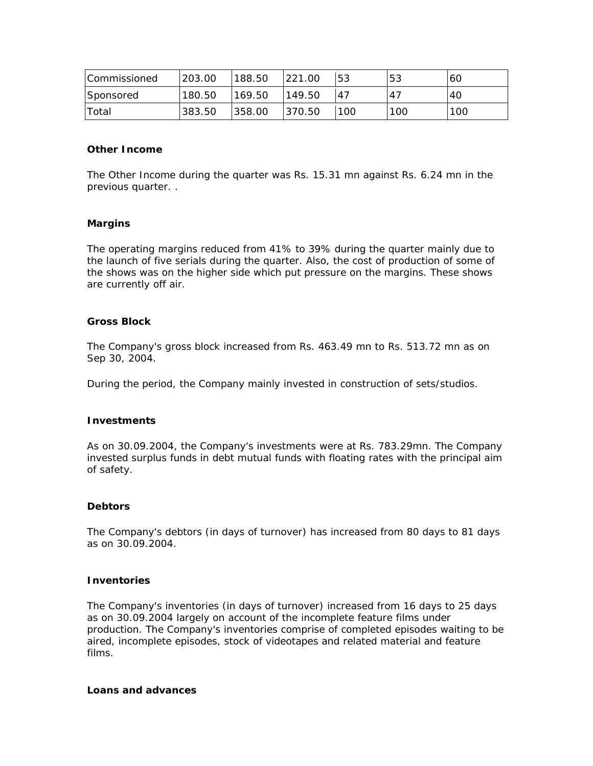| Commissioned | 203.00 | 188.50 | 221.00 | 53 | 53 | 60 |
|---|---|---|---|---|---|---|
| Sponsored | 180.50 | 169.50 | 149.50 | 47 | 47 | 40 |
| Total | 383.50 | 358.00 | 370.50 | 100 | 100 | 100 |

**Other Income**

The Other Income during the quarter was Rs. 15.31 mn against Rs. 6.24 mn in the previous quarter. .

**Margins**

The operating margins reduced from 41% to 39% during the quarter mainly due to the launch of five serials during the quarter. Also, the cost of production of some of the shows was on the higher side which put pressure on the margins. These shows are currently off air.

**Gross Block**

The Company's gross block increased from Rs. 463.49 mn to Rs. 513.72 mn as on Sep 30, 2004.

During the period, the Company mainly invested in construction of sets/studios.

**Investments**

As on 30.09.2004, the Company's investments were at Rs. 783.29mn. The Company invested surplus funds in debt mutual funds with floating rates with the principal aim of safety.

**Debtors**

The Company's debtors (in days of turnover) has increased from 80 days to 81 days as on 30.09.2004.

**Inventories**

The Company's inventories (in days of turnover) increased from 16 days to 25 days as on 30.09.2004 largely on account of the incomplete feature films under production. The Company's inventories comprise of completed episodes waiting to be aired, incomplete episodes, stock of videotapes and related material and feature films.

**Loans and advances**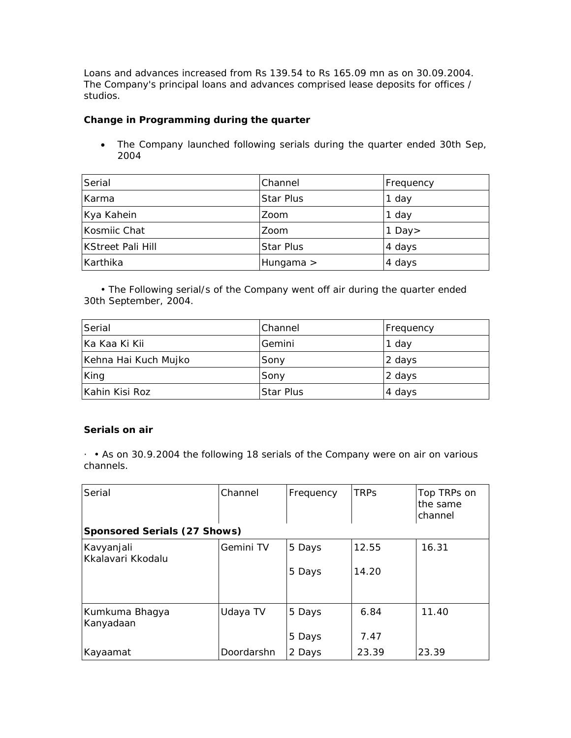Loans and advances increased from Rs 139.54 to Rs 165.09 mn as on 30.09.2004. The Company's principal loans and advances comprised lease deposits for offices / studios.

**Change in Programming during the quarter**

- The Company launched following serials during the quarter ended 30th Sep, 2004

| Serial | Channel | Frequency |
|---|---|---|
| Karma | Star Plus | 1 day |
| Kya Kahein | Zoom | 1 day |
| Kosmiic Chat | Zoom | 1 Day> |
| KStreet Pali Hill | Star Plus | 4 days |
| Karthika | Hungama > | 4 days |

• The Following serial/s of the Company went off air during the quarter ended 30th September, 2004.

| Serial | Channel | Frequency |
|---|---|---|
| Ka Kaa Ki Kii | Gemini | 1 day |
| Kehna Hai Kuch Mujko | Sony | 2 days |
| King | Sony | 2 days |
| Kahin Kisi Roz | Star Plus | 4 days |

**Serials on air**

· • As on 30.9.2004 the following 18 serials of the Company were on air on various channels.

| Serial | Channel | Frequency | TRPs | Top TRPs on the same channel |
|---|---|---|---|---|
| **Sponsored Serials (27 Shows)** | | | | |
| Kavyanjali | Gemini TV | 5 Days | 12.55 | 16.31 |
| Kkalavari Kkodalu | | 5 Days | 14.20 | |
| Kumkuma Bhagya | Udaya TV | 5 Days | 6.84 | 11.40 |
| Kanyadaan | | 5 Days | 7.47 | |
| Kayaamat | Doordarshn | 2 Days | 23.39 | 23.39 |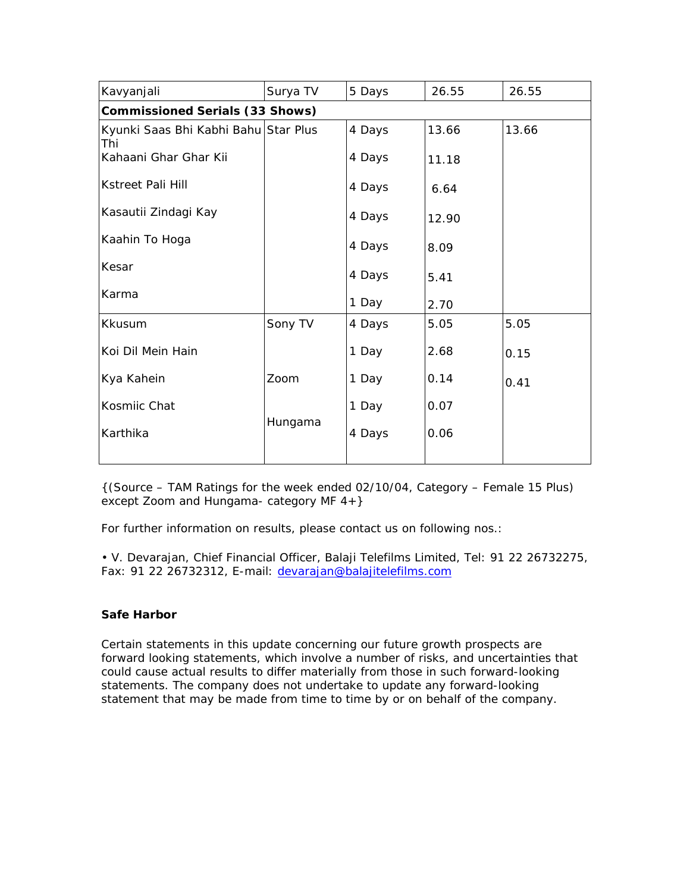| | | | | |
|---|---|---|---|---|
| Kavyanjali | Surya TV | 5 Days | 26.55 | 26.55 |
| **Commissioned Serials (33 Shows)** | | | | |
| Kyunki Saas Bhi Kabhi Bahu Thi | Star Plus | 4 Days | 13.66 | 13.66 |
| Kahaani Ghar Ghar Kii | | 4 Days | 11.18 | |
| Kstreet Pali Hill | | 4 Days | 6.64 | |
| Kasautii Zindagi Kay | | 4 Days | 12.90 | |
| Kaahin To Hoga | | 4 Days | 8.09 | |
| Kesar | | 4 Days | 5.41 | |
| Karma | | 1 Day | 2.70 | |
| Kkusum | Sony TV | 4 Days | 5.05 | 5.05 |
| Koi Dil Mein Hain | | 1 Day | 2.68 | 0.15 |
| Kya Kahein | Zoom | 1 Day | 0.14 | 0.41 |
| Kosmiic Chat | | 1 Day | 0.07 | |
| Karthika | Hungama | 4 Days | 0.06 | |

{(Source – TAM Ratings for the week ended 02/10/04, Category – Female 15 Plus) except Zoom and Hungama- category MF 4+}

For further information on results, please contact us on following nos.:

• V. Devarajan, Chief Financial Officer, Balaji Telefilms Limited, Tel: 91 22 26732275, Fax: 91 22 26732312, E-mail: devarajan@balajitelefilms.com

**Safe Harbor**

Certain statements in this update concerning our future growth prospects are forward looking statements, which involve a number of risks, and uncertainties that could cause actual results to differ materially from those in such forward-looking statements. The company does not undertake to update any forward-looking statement that may be made from time to time by or on behalf of the company.